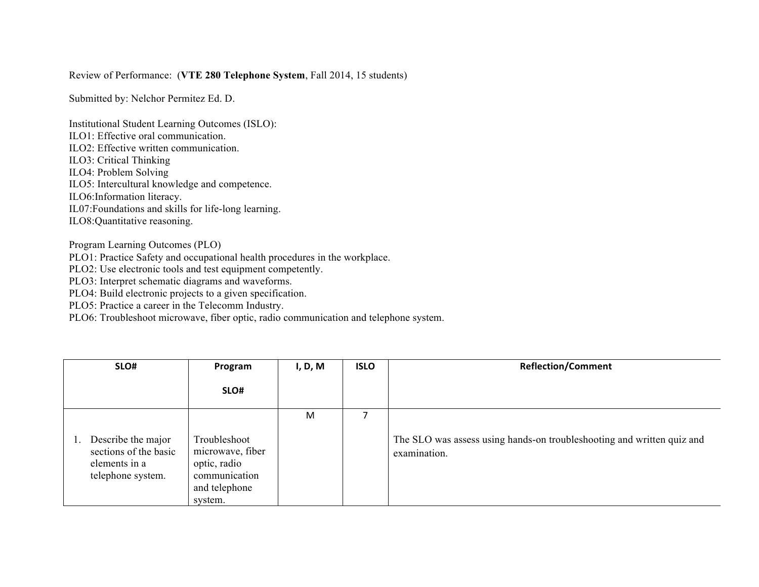Review of Performance: (**VTE 280 Telephone System**, Fall 2014, 15 students)

Submitted by: Nelchor Permitez Ed. D.

Institutional Student Learning Outcomes (ISLO):
ILO1: Effective oral communication.
ILO2: Effective written communication.
ILO3: Critical Thinking
ILO4: Problem Solving
ILO5: Intercultural knowledge and competence.
ILO6:Information literacy.
IL07:Foundations and skills for life-long learning.
ILO8:Quantitative reasoning.

Program Learning Outcomes (PLO)
PLO1: Practice Safety and occupational health procedures in the workplace.
PLO2: Use electronic tools and test equipment competently.
PLO3: Interpret schematic diagrams and waveforms.
PLO4: Build electronic projects to a given specification.
PLO5: Practice a career in the Telecomm Industry.
PLO6: Troubleshoot microwave, fiber optic, radio communication and telephone system.

| SLO# | Program SLO# | I, D, M | ISLO | Reflection/Comment |
|---|---|---|---|---|
| 1. Describe the major sections of the basic elements in a telephone system. | Troubleshoot microwave, fiber optic, radio communication and telephone system. | M | 7 | The SLO was assess using hands-on troubleshooting and written quiz and examination. |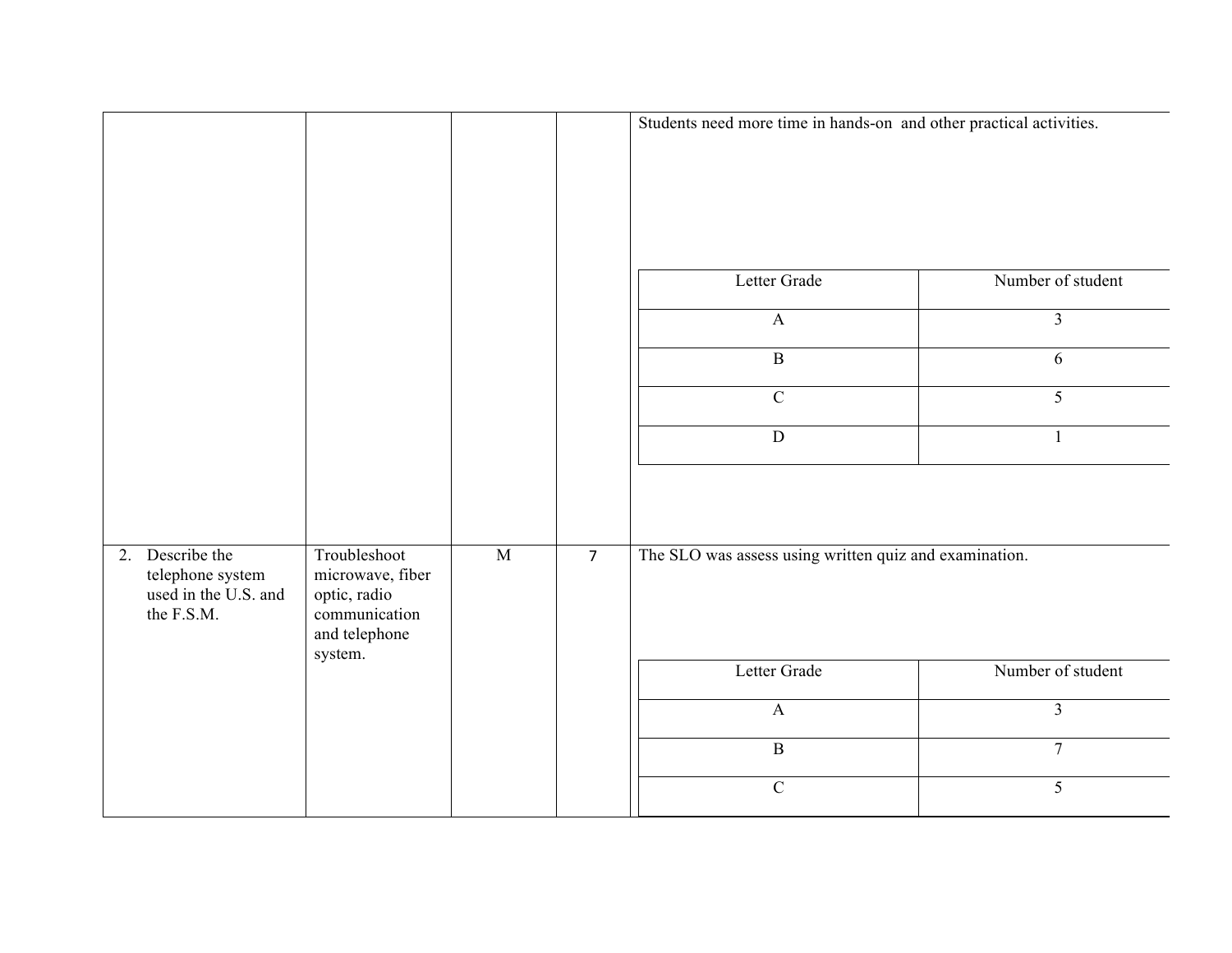| | | | | |
|---|---|---|---|---|
| | | | | Students need more time in hands-on and other practical activities. |

| Letter Grade | Number of student |
|---|---|
| A | 3 |
| B | 6 |
| C | 5 |
| D | 1 |

| | | | | |
|---|---|---|---|---|
| 2. Describe the telephone system used in the U.S. and the F.S.M. | Troubleshoot microwave, fiber optic, radio communication and telephone system. | M | 7 | The SLO was assess using written quiz and examination. |

| Letter Grade | Number of student |
|---|---|
| A | 3 |
| B | 7 |
| C | 5 |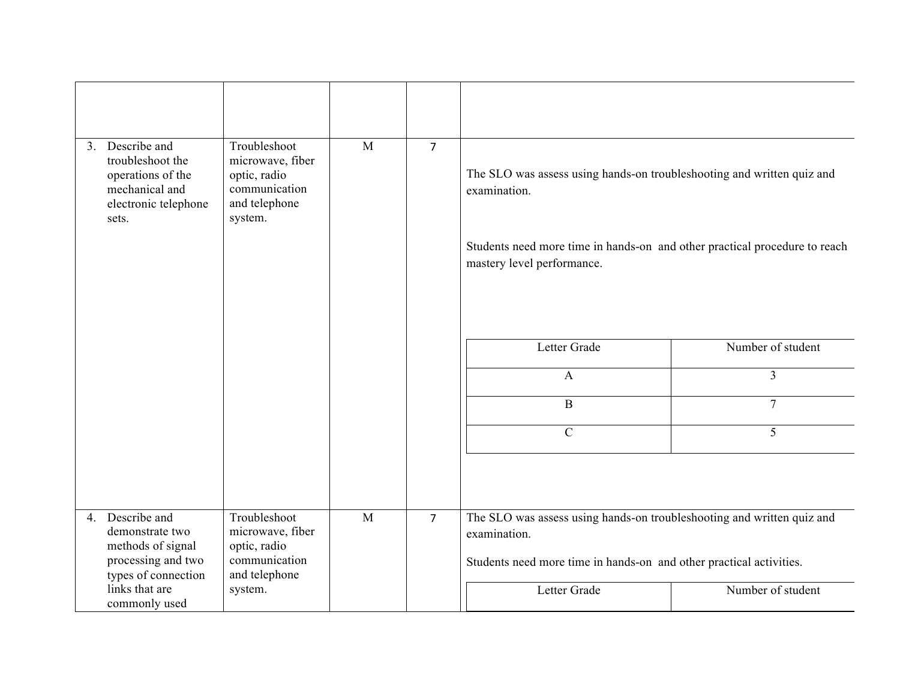| | | | | |
|---|---|---|---|---|
| | | | | |
| 3. Describe and troubleshoot the operations of the mechanical and electronic telephone sets. | Troubleshoot microwave, fiber optic, radio communication and telephone system. | M | 7 | The SLO was assess using hands-on troubleshooting and written quiz and examination.<br><br>Students need more time in hands-on and other practical procedure to reach mastery level performance.<br><br>Letter Grade / Number of student:<br>A: 3<br>B: 7<br>C: 5 |
| 4. Describe and demonstrate two methods of signal processing and two types of connection links that are commonly used | Troubleshoot microwave, fiber optic, radio communication and telephone system. | M | 7 | The SLO was assess using hands-on troubleshooting and written quiz and examination.<br><br>Students need more time in hands-on and other practical activities.<br><br>Letter Grade / Number of student |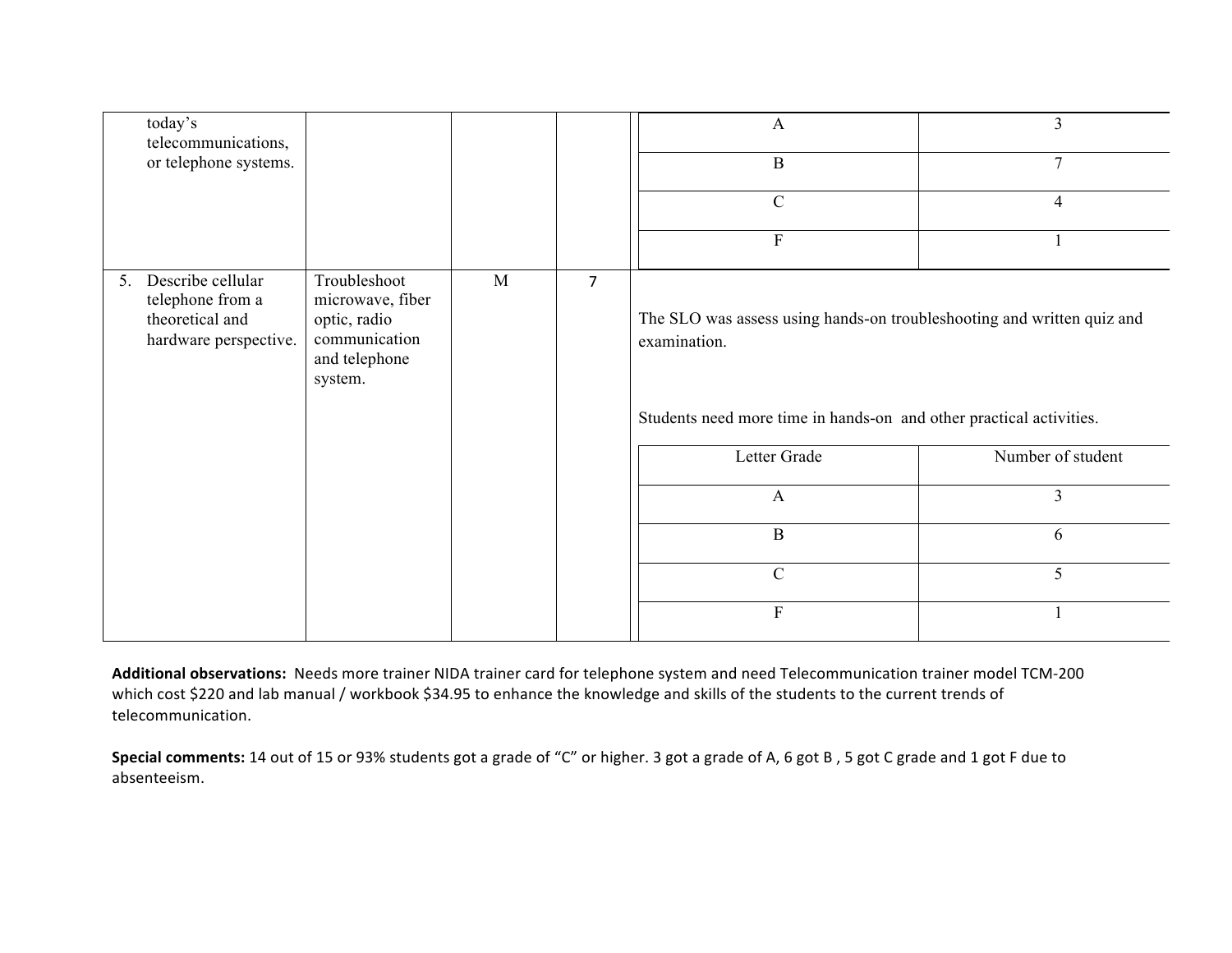| | | | | |
|---|---|---|---|---|
| today's telecommunications, or telephone systems. | | | | A: 3<br>B: 7<br>C: 4<br>F: 1 |
| 5. Describe cellular telephone from a theoretical and hardware perspective. | Troubleshoot microwave, fiber optic, radio communication and telephone system. | M | 7 | The SLO was assess using hands-on troubleshooting and written quiz and examination.<br><br>Students need more time in hands-on and other practical activities.<br><br>Letter Grade / Number of student:<br>A: 3<br>B: 6<br>C: 5<br>F: 1 |

**Additional observations:** Needs more trainer NIDA trainer card for telephone system and need Telecommunication trainer model TCM-200 which cost $220 and lab manual / workbook $34.95 to enhance the knowledge and skills of the students to the current trends of telecommunication.

**Special comments:** 14 out of 15 or 93% students got a grade of "C" or higher. 3 got a grade of A, 6 got B , 5 got C grade and 1 got F due to absenteeism.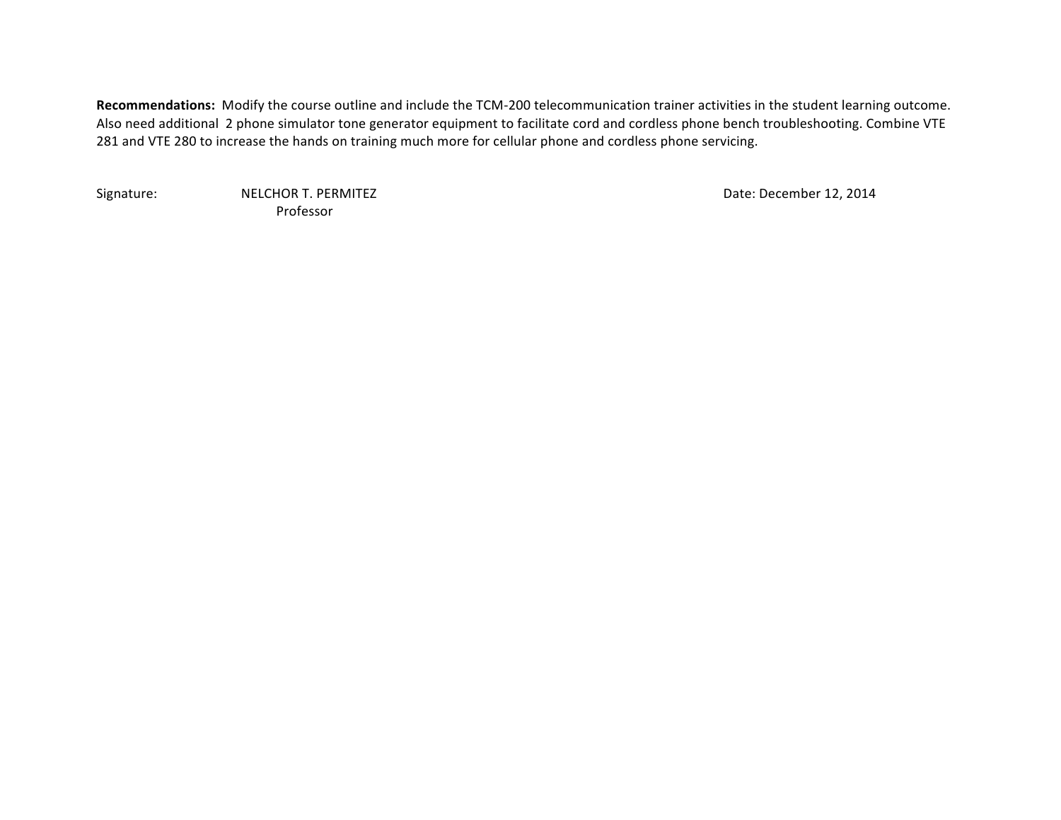**Recommendations:** Modify the course outline and include the TCM-200 telecommunication trainer activities in the student learning outcome. Also need additional 2 phone simulator tone generator equipment to facilitate cord and cordless phone bench troubleshooting. Combine VTE 281 and VTE 280 to increase the hands on training much more for cellular phone and cordless phone servicing.

Signature: NELCHOR T. PERMITEZ
Professor

Date: December 12, 2014